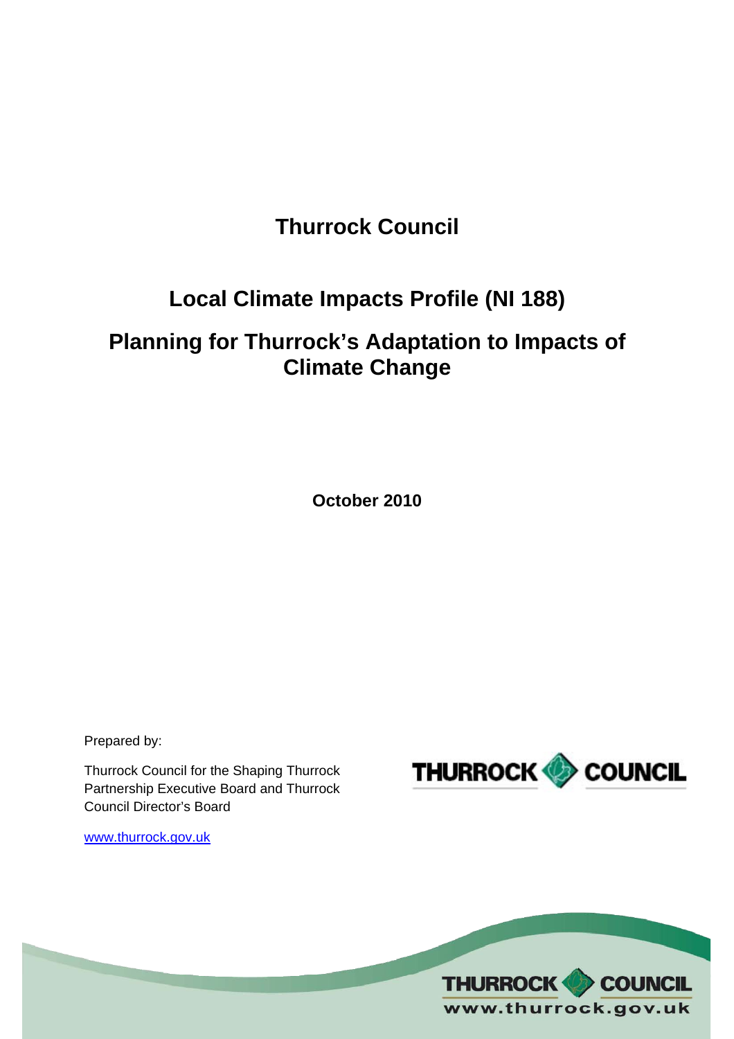# Thurrock Council

## Local Climate Impacts Profile (NI 188)

## Planning for Thurrock's Adaptation to Impacts of Climate Change

**October 2010**

Prepared by:

Thurrock Council for the Shaping Thurrock Partnership Executive Board and Thurrock Council Director's Board

www.thurrock.gov.uk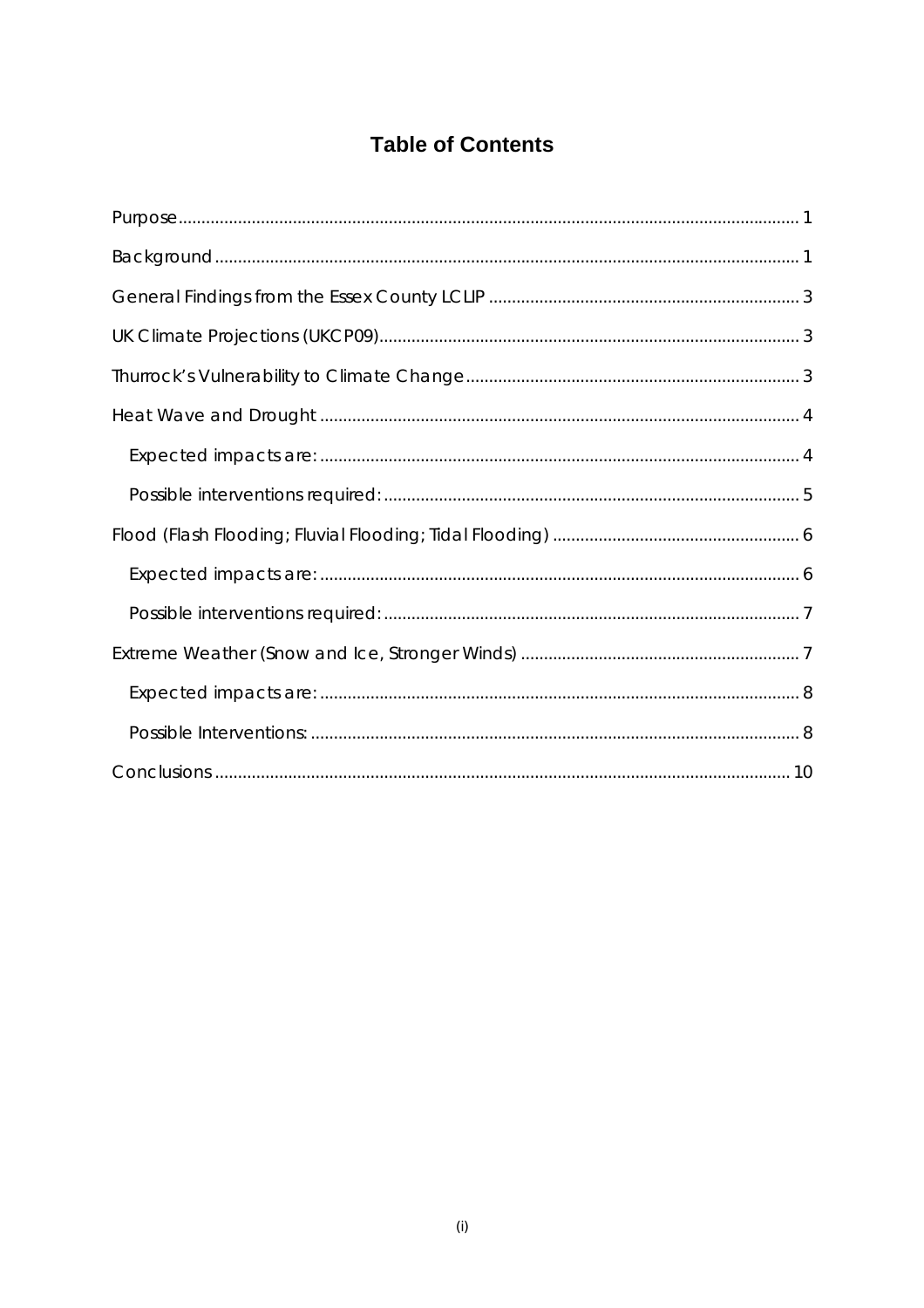# Table of Contents

Purpose ........................................................................ 1

Background ........................................................................ 1

General Findings from the Essex County LCLIP ........................................................................ 3

UK Climate Projections (UKCP09) ........................................................................ 3

Thurrock's Vulnerability to Climate Change ........................................................................ 3

Heat Wave and Drought ........................................................................ 4

- Expected impacts are: ........................................................................ 4
- Possible interventions required: ........................................................................ 5

Flood (Flash Flooding; Fluvial Flooding; Tidal Flooding) ........................................................................ 6

- Expected impacts are: ........................................................................ 6
- Possible interventions required: ........................................................................ 7

Extreme Weather (Snow and Ice, Stronger Winds) ........................................................................ 7

- Expected impacts are: ........................................................................ 8
- Possible Interventions: ........................................................................ 8

Conclusions ........................................................................ 10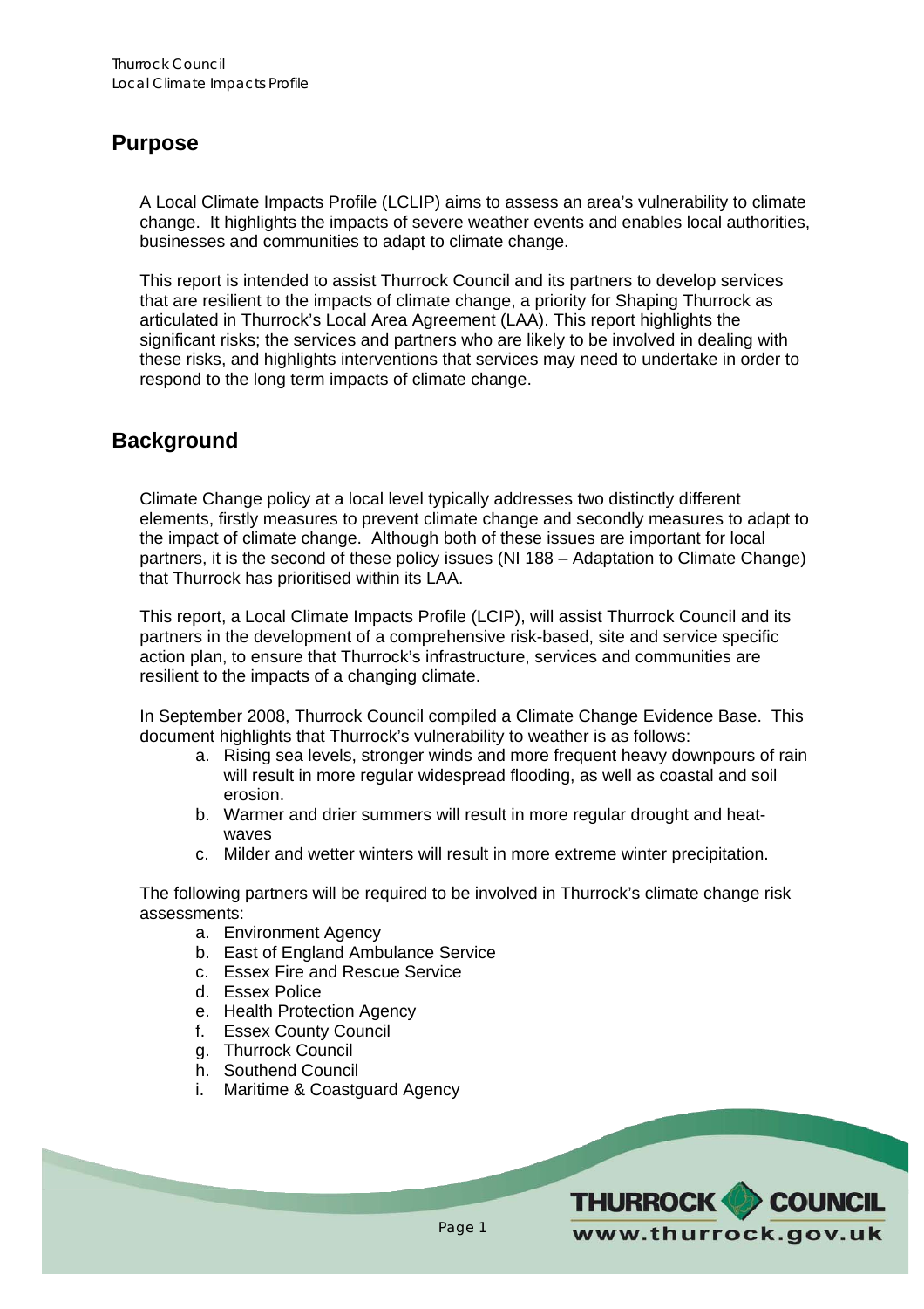## Purpose

A Local Climate Impacts Profile (LCLIP) aims to assess an area's vulnerability to climate change. It highlights the impacts of severe weather events and enables local authorities, businesses and communities to adapt to climate change.

This report is intended to assist Thurrock Council and its partners to develop services that are resilient to the impacts of climate change, a priority for Shaping Thurrock as articulated in Thurrock's Local Area Agreement (LAA). This report highlights the significant risks; the services and partners who are likely to be involved in dealing with these risks, and highlights interventions that services may need to undertake in order to respond to the long term impacts of climate change.

## Background

Climate Change policy at a local level typically addresses two distinctly different elements, firstly measures to prevent climate change and secondly measures to adapt to the impact of climate change. Although both of these issues are important for local partners, it is the second of these policy issues (NI 188 – Adaptation to Climate Change) that Thurrock has prioritised within its LAA.

This report, a Local Climate Impacts Profile (LCIP), will assist Thurrock Council and its partners in the development of a comprehensive risk-based, site and service specific action plan, to ensure that Thurrock's infrastructure, services and communities are resilient to the impacts of a changing climate.

In September 2008, Thurrock Council compiled a Climate Change Evidence Base. This document highlights that Thurrock's vulnerability to weather is as follows:

a. Rising sea levels, stronger winds and more frequent heavy downpours of rain will result in more regular widespread flooding, as well as coastal and soil erosion.
b. Warmer and drier summers will result in more regular drought and heat-waves
c. Milder and wetter winters will result in more extreme winter precipitation.

The following partners will be required to be involved in Thurrock's climate change risk assessments:

a. Environment Agency
b. East of England Ambulance Service
c. Essex Fire and Rescue Service
d. Essex Police
e. Health Protection Agency
f. Essex County Council
g. Thurrock Council
h. Southend Council
i. Maritime & Coastguard Agency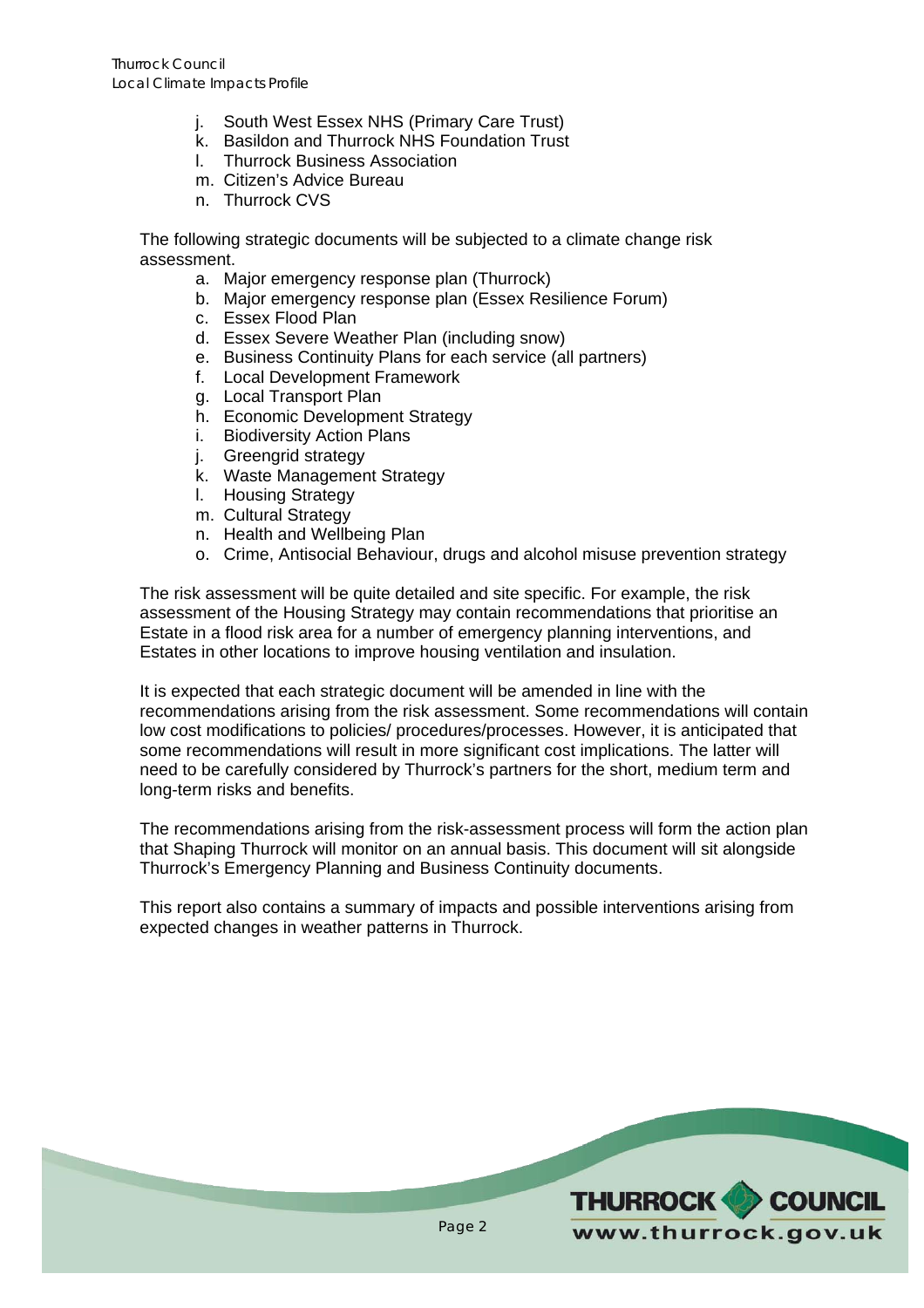j. South West Essex NHS (Primary Care Trust)
k. Basildon and Thurrock NHS Foundation Trust
l. Thurrock Business Association
m. Citizen's Advice Bureau
n. Thurrock CVS

The following strategic documents will be subjected to a climate change risk assessment.

a. Major emergency response plan (Thurrock)
b. Major emergency response plan (Essex Resilience Forum)
c. Essex Flood Plan
d. Essex Severe Weather Plan (including snow)
e. Business Continuity Plans for each service (all partners)
f. Local Development Framework
g. Local Transport Plan
h. Economic Development Strategy
i. Biodiversity Action Plans
j. Greengrid strategy
k. Waste Management Strategy
l. Housing Strategy
m. Cultural Strategy
n. Health and Wellbeing Plan
o. Crime, Antisocial Behaviour, drugs and alcohol misuse prevention strategy

The risk assessment will be quite detailed and site specific. For example, the risk assessment of the Housing Strategy may contain recommendations that prioritise an Estate in a flood risk area for a number of emergency planning interventions, and Estates in other locations to improve housing ventilation and insulation.

It is expected that each strategic document will be amended in line with the recommendations arising from the risk assessment. Some recommendations will contain low cost modifications to policies/ procedures/processes. However, it is anticipated that some recommendations will result in more significant cost implications. The latter will need to be carefully considered by Thurrock's partners for the short, medium term and long-term risks and benefits.

The recommendations arising from the risk-assessment process will form the action plan that Shaping Thurrock will monitor on an annual basis. This document will sit alongside Thurrock's Emergency Planning and Business Continuity documents.

This report also contains a summary of impacts and possible interventions arising from expected changes in weather patterns in Thurrock.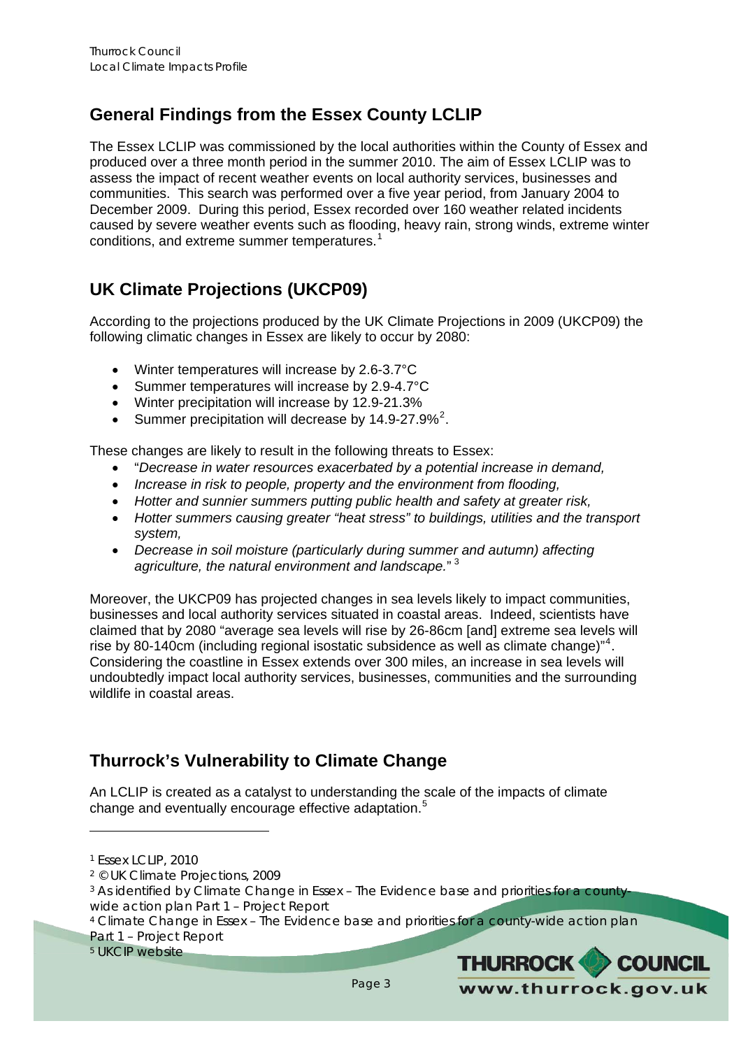## General Findings from the Essex County LCLIP

The Essex LCLIP was commissioned by the local authorities within the County of Essex and produced over a three month period in the summer 2010. The aim of Essex LCLIP was to assess the impact of recent weather events on local authority services, businesses and communities. This search was performed over a five year period, from January 2004 to December 2009. During this period, Essex recorded over 160 weather related incidents caused by severe weather events such as flooding, heavy rain, strong winds, extreme winter conditions, and extreme summer temperatures.[1]

## UK Climate Projections (UKCP09)

According to the projections produced by the UK Climate Projections in 2009 (UKCP09) the following climatic changes in Essex are likely to occur by 2080:

- Winter temperatures will increase by 2.6-3.7°C
- Summer temperatures will increase by 2.9-4.7°C
- Winter precipitation will increase by 12.9-21.3%
- Summer precipitation will decrease by 14.9-27.9%[2].

These changes are likely to result in the following threats to Essex:

- "*Decrease in water resources exacerbated by a potential increase in demand,*
- *Increase in risk to people, property and the environment from flooding,*
- *Hotter and sunnier summers putting public health and safety at greater risk,*
- *Hotter summers causing greater "heat stress" to buildings, utilities and the transport system,*
- *Decrease in soil moisture (particularly during summer and autumn) affecting agriculture, the natural environment and landscape.*" [3]

Moreover, the UKCP09 has projected changes in sea levels likely to impact communities, businesses and local authority services situated in coastal areas. Indeed, scientists have claimed that by 2080 "average sea levels will rise by 26-86cm [and] extreme sea levels will rise by 80-140cm (including regional isostatic subsidence as well as climate change)"[4]. Considering the coastline in Essex extends over 300 miles, an increase in sea levels will undoubtedly impact local authority services, businesses, communities and the surrounding wildlife in coastal areas.

## Thurrock's Vulnerability to Climate Change

An LCLIP is created as a catalyst to understanding the scale of the impacts of climate change and eventually encourage effective adaptation.[5]

---

[1] Essex LCLIP, 2010

[2] © UK Climate Projections, 2009

[3] As identified by Climate Change in Essex – The Evidence base and priorities for a county-wide action plan Part 1 – Project Report

[4] Climate Change in Essex – The Evidence base and priorities for a county-wide action plan Part 1 – Project Report

[5] UKCIP website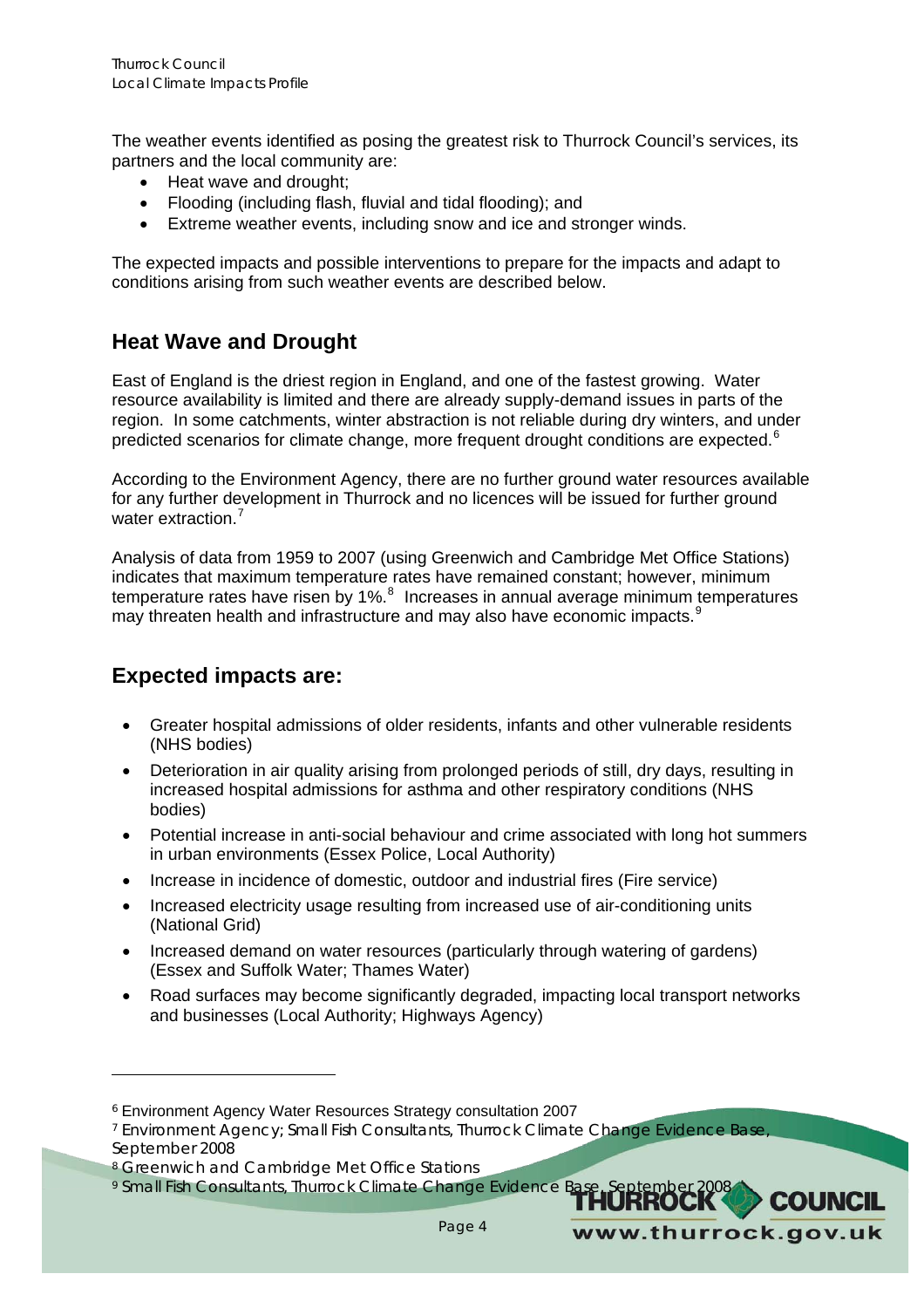The weather events identified as posing the greatest risk to Thurrock Council's services, its partners and the local community are:

- Heat wave and drought;
- Flooding (including flash, fluvial and tidal flooding); and
- Extreme weather events, including snow and ice and stronger winds.

The expected impacts and possible interventions to prepare for the impacts and adapt to conditions arising from such weather events are described below.

## Heat Wave and Drought

East of England is the driest region in England, and one of the fastest growing. Water resource availability is limited and there are already supply-demand issues in parts of the region. In some catchments, winter abstraction is not reliable during dry winters, and under predicted scenarios for climate change, more frequent drought conditions are expected.[6]

According to the Environment Agency, there are no further ground water resources available for any further development in Thurrock and no licences will be issued for further ground water extraction.[7]

Analysis of data from 1959 to 2007 (using Greenwich and Cambridge Met Office Stations) indicates that maximum temperature rates have remained constant; however, minimum temperature rates have risen by 1%.[8] Increases in annual average minimum temperatures may threaten health and infrastructure and may also have economic impacts.[9]

## Expected impacts are:

- Greater hospital admissions of older residents, infants and other vulnerable residents (NHS bodies)
- Deterioration in air quality arising from prolonged periods of still, dry days, resulting in increased hospital admissions for asthma and other respiratory conditions (NHS bodies)
- Potential increase in anti-social behaviour and crime associated with long hot summers in urban environments (Essex Police, Local Authority)
- Increase in incidence of domestic, outdoor and industrial fires (Fire service)
- Increased electricity usage resulting from increased use of air-conditioning units (National Grid)
- Increased demand on water resources (particularly through watering of gardens) (Essex and Suffolk Water; Thames Water)
- Road surfaces may become significantly degraded, impacting local transport networks and businesses (Local Authority; Highways Agency)

---

[6] Environment Agency Water Resources Strategy consultation 2007

[7] Environment Agency; Small Fish Consultants, Thurrock Climate Change Evidence Base, September 2008

[8] Greenwich and Cambridge Met Office Stations

[9] Small Fish Consultants, Thurrock Climate Change Evidence Base, September 2008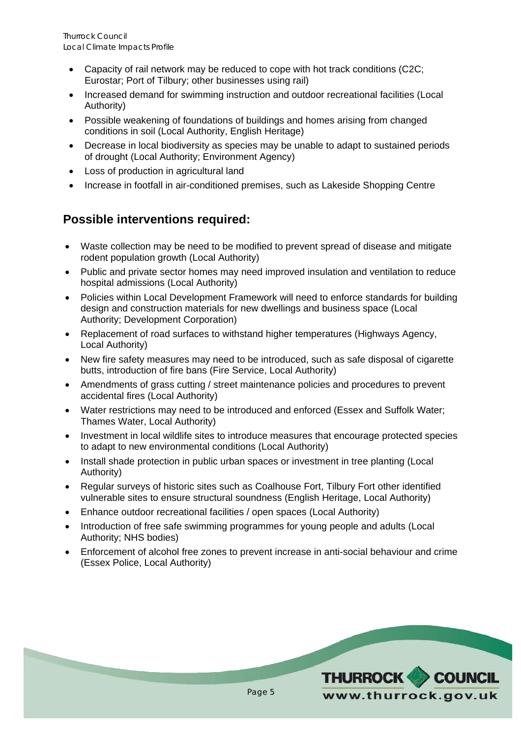- Capacity of rail network may be reduced to cope with hot track conditions (C2C; Eurostar; Port of Tilbury; other businesses using rail)
- Increased demand for swimming instruction and outdoor recreational facilities (Local Authority)
- Possible weakening of foundations of buildings and homes arising from changed conditions in soil (Local Authority, English Heritage)
- Decrease in local biodiversity as species may be unable to adapt to sustained periods of drought (Local Authority; Environment Agency)
- Loss of production in agricultural land
- Increase in footfall in air-conditioned premises, such as Lakeside Shopping Centre

## Possible interventions required:

- Waste collection may be need to be modified to prevent spread of disease and mitigate rodent population growth (Local Authority)
- Public and private sector homes may need improved insulation and ventilation to reduce hospital admissions (Local Authority)
- Policies within Local Development Framework will need to enforce standards for building design and construction materials for new dwellings and business space (Local Authority; Development Corporation)
- Replacement of road surfaces to withstand higher temperatures (Highways Agency, Local Authority)
- New fire safety measures may need to be introduced, such as safe disposal of cigarette butts, introduction of fire bans (Fire Service, Local Authority)
- Amendments of grass cutting / street maintenance policies and procedures to prevent accidental fires (Local Authority)
- Water restrictions may need to be introduced and enforced (Essex and Suffolk Water; Thames Water, Local Authority)
- Investment in local wildlife sites to introduce measures that encourage protected species to adapt to new environmental conditions (Local Authority)
- Install shade protection in public urban spaces or investment in tree planting (Local Authority)
- Regular surveys of historic sites such as Coalhouse Fort, Tilbury Fort other identified vulnerable sites to ensure structural soundness (English Heritage, Local Authority)
- Enhance outdoor recreational facilities / open spaces (Local Authority)
- Introduction of free safe swimming programmes for young people and adults (Local Authority; NHS bodies)
- Enforcement of alcohol free zones to prevent increase in anti-social behaviour and crime (Essex Police, Local Authority)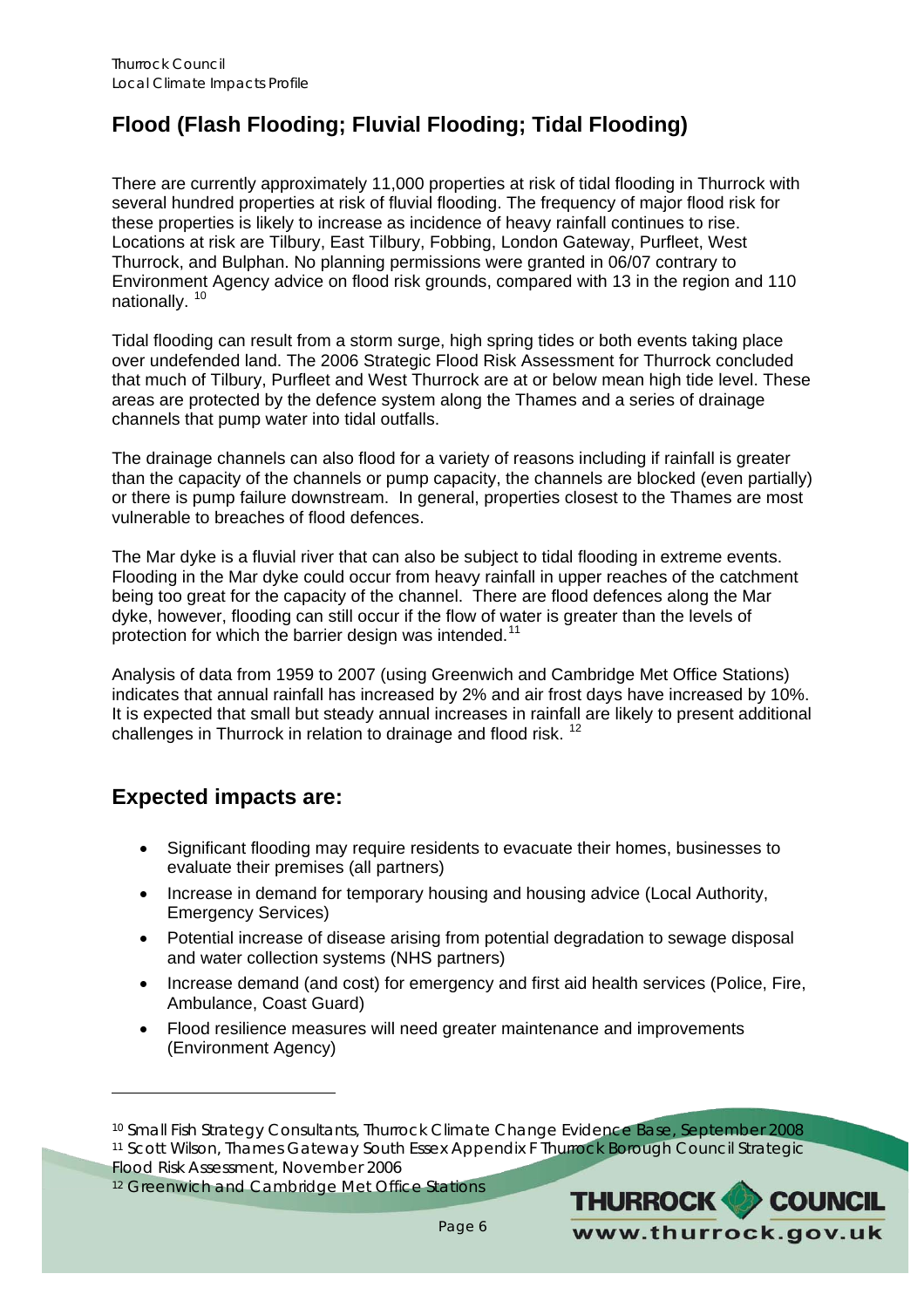## Flood (Flash Flooding; Fluvial Flooding; Tidal Flooding)

There are currently approximately 11,000 properties at risk of tidal flooding in Thurrock with several hundred properties at risk of fluvial flooding. The frequency of major flood risk for these properties is likely to increase as incidence of heavy rainfall continues to rise. Locations at risk are Tilbury, East Tilbury, Fobbing, London Gateway, Purfleet, West Thurrock, and Bulphan. No planning permissions were granted in 06/07 contrary to Environment Agency advice on flood risk grounds, compared with 13 in the region and 110 nationally. [10]

Tidal flooding can result from a storm surge, high spring tides or both events taking place over undefended land. The 2006 Strategic Flood Risk Assessment for Thurrock concluded that much of Tilbury, Purfleet and West Thurrock are at or below mean high tide level. These areas are protected by the defence system along the Thames and a series of drainage channels that pump water into tidal outfalls.

The drainage channels can also flood for a variety of reasons including if rainfall is greater than the capacity of the channels or pump capacity, the channels are blocked (even partially) or there is pump failure downstream. In general, properties closest to the Thames are most vulnerable to breaches of flood defences.

The Mar dyke is a fluvial river that can also be subject to tidal flooding in extreme events. Flooding in the Mar dyke could occur from heavy rainfall in upper reaches of the catchment being too great for the capacity of the channel. There are flood defences along the Mar dyke, however, flooding can still occur if the flow of water is greater than the levels of protection for which the barrier design was intended.[11]

Analysis of data from 1959 to 2007 (using Greenwich and Cambridge Met Office Stations) indicates that annual rainfall has increased by 2% and air frost days have increased by 10%. It is expected that small but steady annual increases in rainfall are likely to present additional challenges in Thurrock in relation to drainage and flood risk. [12]

## Expected impacts are:

- Significant flooding may require residents to evacuate their homes, businesses to evaluate their premises (all partners)
- Increase in demand for temporary housing and housing advice (Local Authority, Emergency Services)
- Potential increase of disease arising from potential degradation to sewage disposal and water collection systems (NHS partners)
- Increase demand (and cost) for emergency and first aid health services (Police, Fire, Ambulance, Coast Guard)
- Flood resilience measures will need greater maintenance and improvements (Environment Agency)

---

[10] Small Fish Strategy Consultants, Thurrock Climate Change Evidence Base, September 2008

[11] Scott Wilson, Thames Gateway South Essex Appendix F Thurrock Borough Council Strategic Flood Risk Assessment, November 2006

[12] Greenwich and Cambridge Met Office Stations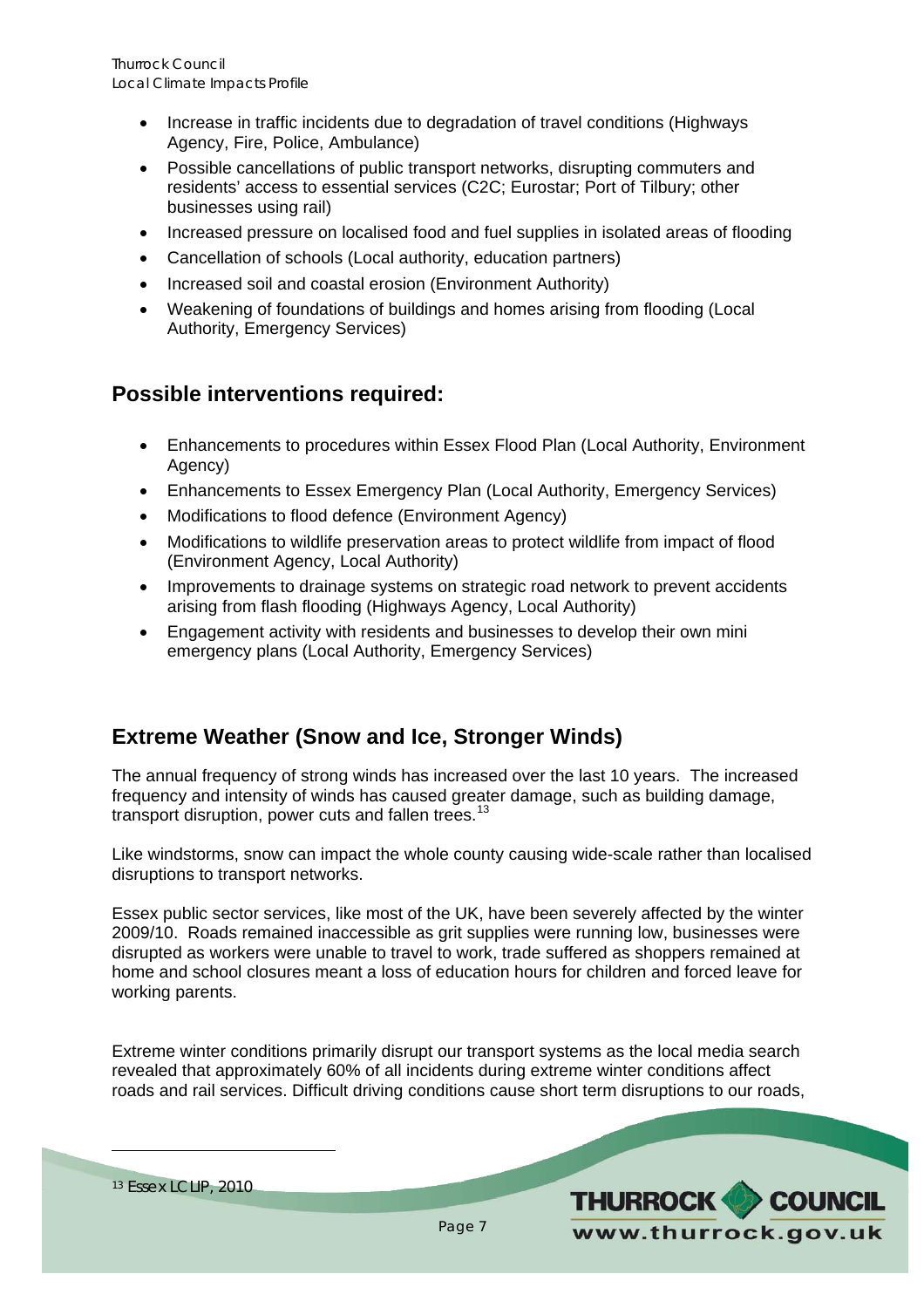- Increase in traffic incidents due to degradation of travel conditions (Highways Agency, Fire, Police, Ambulance)
- Possible cancellations of public transport networks, disrupting commuters and residents' access to essential services (C2C; Eurostar; Port of Tilbury; other businesses using rail)
- Increased pressure on localised food and fuel supplies in isolated areas of flooding
- Cancellation of schools (Local authority, education partners)
- Increased soil and coastal erosion (Environment Authority)
- Weakening of foundations of buildings and homes arising from flooding (Local Authority, Emergency Services)

## Possible interventions required:

- Enhancements to procedures within Essex Flood Plan (Local Authority, Environment Agency)
- Enhancements to Essex Emergency Plan (Local Authority, Emergency Services)
- Modifications to flood defence (Environment Agency)
- Modifications to wildlife preservation areas to protect wildlife from impact of flood (Environment Agency, Local Authority)
- Improvements to drainage systems on strategic road network to prevent accidents arising from flash flooding (Highways Agency, Local Authority)
- Engagement activity with residents and businesses to develop their own mini emergency plans (Local Authority, Emergency Services)

## Extreme Weather (Snow and Ice, Stronger Winds)

The annual frequency of strong winds has increased over the last 10 years. The increased frequency and intensity of winds has caused greater damage, such as building damage, transport disruption, power cuts and fallen trees.[13]

Like windstorms, snow can impact the whole county causing wide-scale rather than localised disruptions to transport networks.

Essex public sector services, like most of the UK, have been severely affected by the winter 2009/10. Roads remained inaccessible as grit supplies were running low, businesses were disrupted as workers were unable to travel to work, trade suffered as shoppers remained at home and school closures meant a loss of education hours for children and forced leave for working parents.

Extreme winter conditions primarily disrupt our transport systems as the local media search revealed that approximately 60% of all incidents during extreme winter conditions affect roads and rail services. Difficult driving conditions cause short term disruptions to our roads,

[13] Essex LCLIP, 2010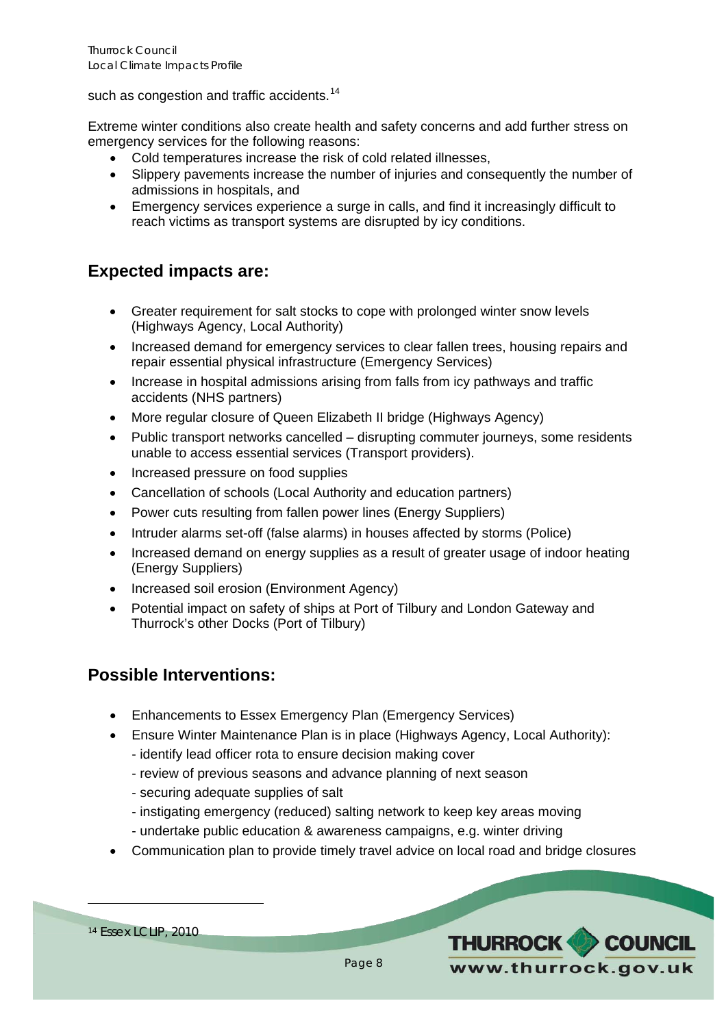such as congestion and traffic accidents.[14]

Extreme winter conditions also create health and safety concerns and add further stress on emergency services for the following reasons:

- Cold temperatures increase the risk of cold related illnesses,
- Slippery pavements increase the number of injuries and consequently the number of admissions in hospitals, and
- Emergency services experience a surge in calls, and find it increasingly difficult to reach victims as transport systems are disrupted by icy conditions.

## Expected impacts are:

- Greater requirement for salt stocks to cope with prolonged winter snow levels (Highways Agency, Local Authority)
- Increased demand for emergency services to clear fallen trees, housing repairs and repair essential physical infrastructure (Emergency Services)
- Increase in hospital admissions arising from falls from icy pathways and traffic accidents (NHS partners)
- More regular closure of Queen Elizabeth II bridge (Highways Agency)
- Public transport networks cancelled – disrupting commuter journeys, some residents unable to access essential services (Transport providers).
- Increased pressure on food supplies
- Cancellation of schools (Local Authority and education partners)
- Power cuts resulting from fallen power lines (Energy Suppliers)
- Intruder alarms set-off (false alarms) in houses affected by storms (Police)
- Increased demand on energy supplies as a result of greater usage of indoor heating (Energy Suppliers)
- Increased soil erosion (Environment Agency)
- Potential impact on safety of ships at Port of Tilbury and London Gateway and Thurrock's other Docks (Port of Tilbury)

## Possible Interventions:

- Enhancements to Essex Emergency Plan (Emergency Services)
- Ensure Winter Maintenance Plan is in place (Highways Agency, Local Authority):
  - identify lead officer rota to ensure decision making cover
  - review of previous seasons and advance planning of next season
  - securing adequate supplies of salt
  - instigating emergency (reduced) salting network to keep key areas moving
  - undertake public education & awareness campaigns, e.g. winter driving
- Communication plan to provide timely travel advice on local road and bridge closures

[14] Essex LCLIP, 2010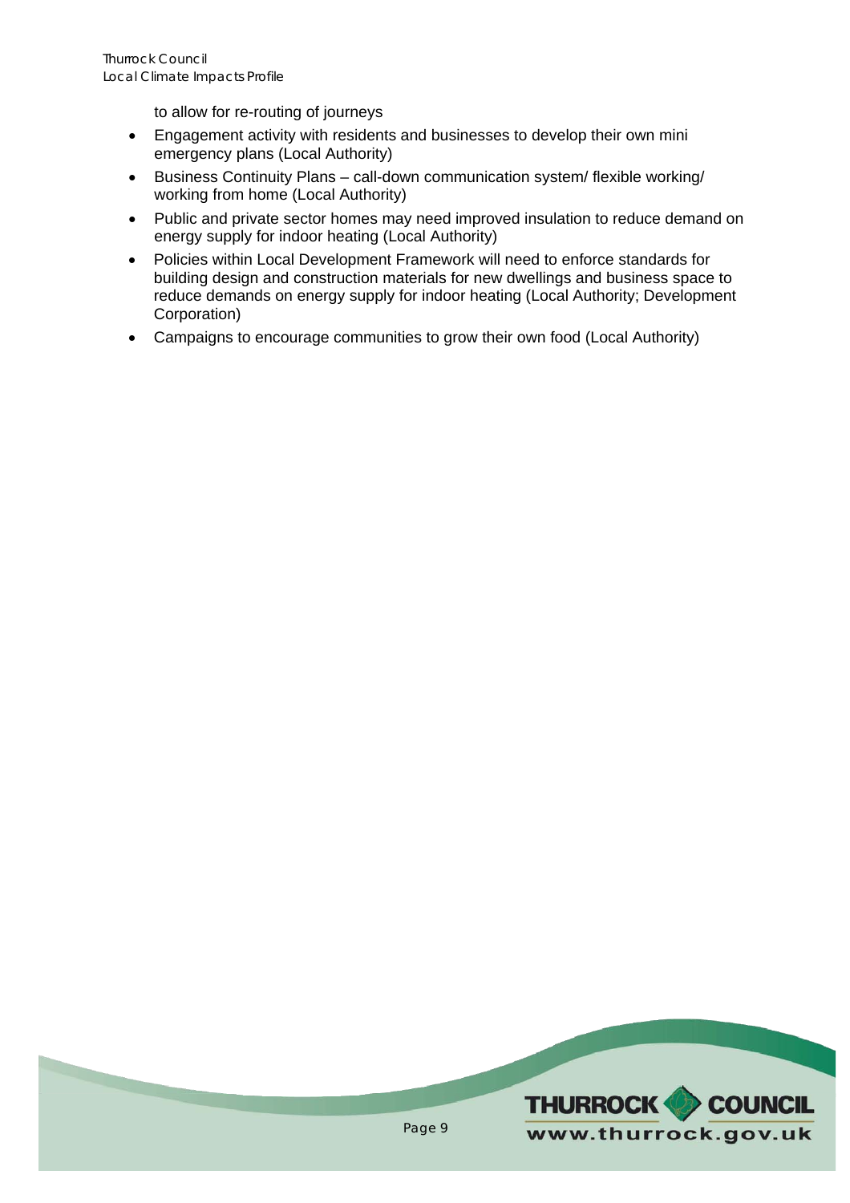to allow for re-routing of journeys

- Engagement activity with residents and businesses to develop their own mini emergency plans (Local Authority)
- Business Continuity Plans – call-down communication system/ flexible working/ working from home (Local Authority)
- Public and private sector homes may need improved insulation to reduce demand on energy supply for indoor heating (Local Authority)
- Policies within Local Development Framework will need to enforce standards for building design and construction materials for new dwellings and business space to reduce demands on energy supply for indoor heating (Local Authority; Development Corporation)
- Campaigns to encourage communities to grow their own food (Local Authority)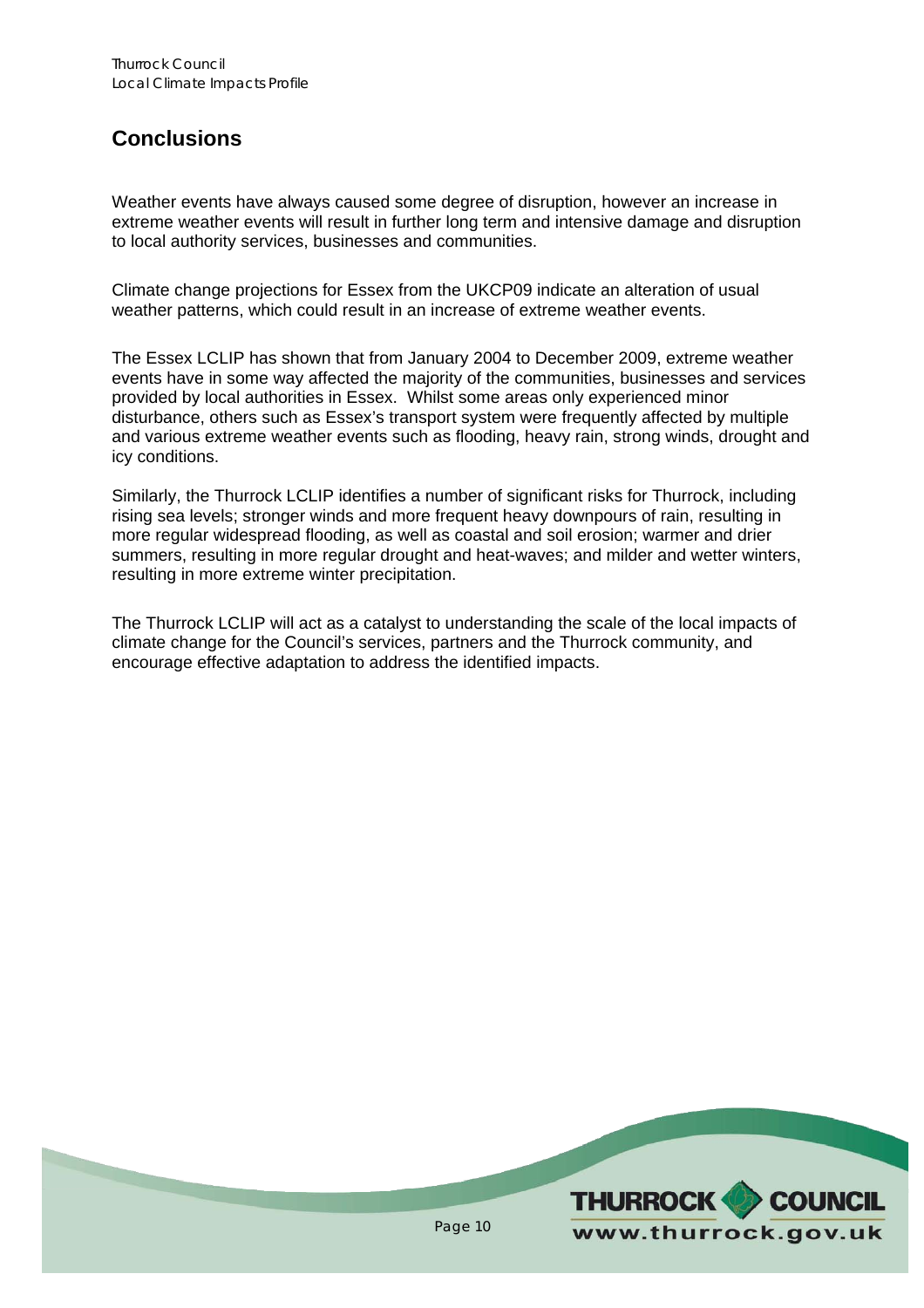## Conclusions

Weather events have always caused some degree of disruption, however an increase in extreme weather events will result in further long term and intensive damage and disruption to local authority services, businesses and communities.

Climate change projections for Essex from the UKCP09 indicate an alteration of usual weather patterns, which could result in an increase of extreme weather events.

The Essex LCLIP has shown that from January 2004 to December 2009, extreme weather events have in some way affected the majority of the communities, businesses and services provided by local authorities in Essex. Whilst some areas only experienced minor disturbance, others such as Essex's transport system were frequently affected by multiple and various extreme weather events such as flooding, heavy rain, strong winds, drought and icy conditions.

Similarly, the Thurrock LCLIP identifies a number of significant risks for Thurrock, including rising sea levels; stronger winds and more frequent heavy downpours of rain, resulting in more regular widespread flooding, as well as coastal and soil erosion; warmer and drier summers, resulting in more regular drought and heat-waves; and milder and wetter winters, resulting in more extreme winter precipitation.

The Thurrock LCLIP will act as a catalyst to understanding the scale of the local impacts of climate change for the Council's services, partners and the Thurrock community, and encourage effective adaptation to address the identified impacts.